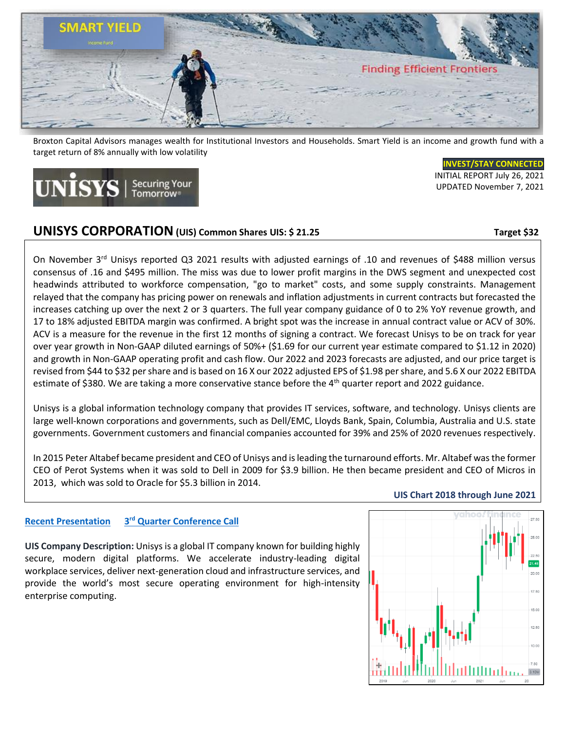SMART YIELD

Income Fund

Finding Efficient Frontiers

Broxton Capital Advisors manages wealth for Institutional Investors and Households. Smart Yield is an income and growth fund with a target return of 8% annually with low volatility

**INVEST/STAY CONNECTED**

INITIAL REPORT July 26, 2021
UPDATED November 7, 2021

UNISYS | Securing Your Tomorrow®

## UNISYS CORPORATION (UIS) Common Shares UIS: $ 21.25 — Target $32

On November 3rd Unisys reported Q3 2021 results with adjusted earnings of .10 and revenues of $488 million versus consensus of .16 and $495 million. The miss was due to lower profit margins in the DWS segment and unexpected cost headwinds attributed to workforce compensation, "go to market" costs, and some supply constraints. Management relayed that the company has pricing power on renewals and inflation adjustments in current contracts but forecasted the increases catching up over the next 2 or 3 quarters. The full year company guidance of 0 to 2% YoY revenue growth, and 17 to 18% adjusted EBITDA margin was confirmed. A bright spot was the increase in annual contract value or ACV of 30%. ACV is a measure for the revenue in the first 12 months of signing a contract. We forecast Unisys to be on track for year over year growth in Non-GAAP diluted earnings of 50%+ ($1.69 for our current year estimate compared to $1.12 in 2020) and growth in Non-GAAP operating profit and cash flow. Our 2022 and 2023 forecasts are adjusted, and our price target is revised from $44 to $32 per share and is based on 16 X our 2022 adjusted EPS of $1.98 per share, and 5.6 X our 2022 EBITDA estimate of $380. We are taking a more conservative stance before the 4th quarter report and 2022 guidance.

Unisys is a global information technology company that provides IT services, software, and technology. Unisys clients are large well-known corporations and governments, such as Dell/EMC, Lloyds Bank, Spain, Columbia, Australia and U.S. state governments. Government customers and financial companies accounted for 39% and 25% of 2020 revenues respectively.

In 2015 Peter Altabef became president and CEO of Unisys and is leading the turnaround efforts. Mr. Altabef was the former CEO of Perot Systems when it was sold to Dell in 2009 for $3.9 billion. He then became president and CEO of Micros in 2013, which was sold to Oracle for $5.3 billion in 2014.

**UIS Chart 2018 through June 2021**

**Recent Presentation** **3rd Quarter Conference Call**

**UIS Company Description:** Unisys is a global IT company known for building highly secure, modern digital platforms. We accelerate industry-leading digital workplace services, deliver next-generation cloud and infrastructure services, and provide the world's most secure operating environment for high-intensity enterprise computing.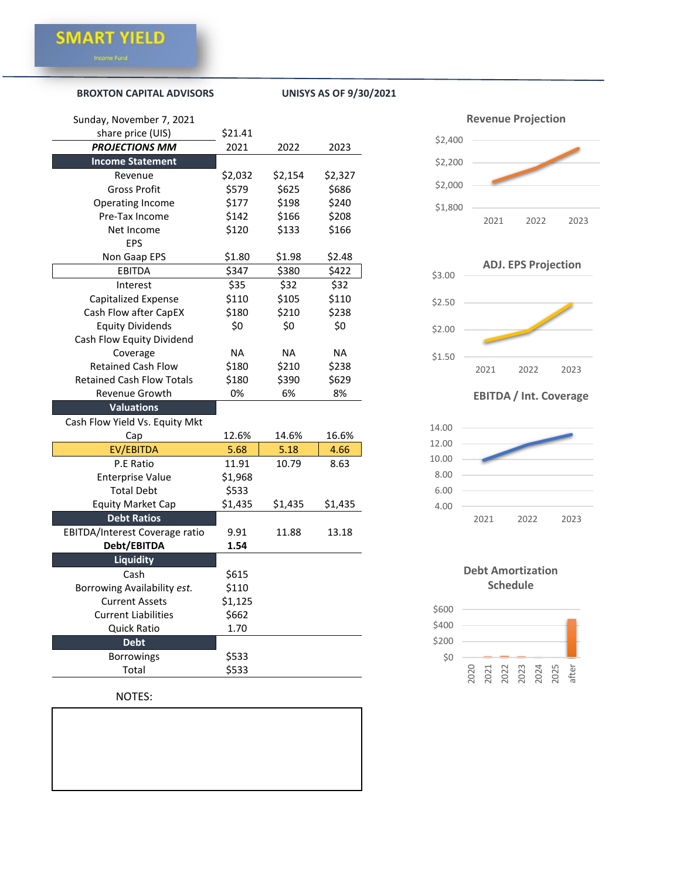**SMART YIELD**
Income Fund

**BROXTON CAPITAL ADVISORS** | **UNISYS AS OF 9/30/2021**

Sunday, November 7, 2021

| share price (UIS) | $21.41 | | |
|---|---|---|---|
| ***PROJECTIONS MM*** | 2021 | 2022 | 2023 |
| **Income Statement** | | | |
| Revenue | $2,032 | $2,154 | $2,327 |
| Gross Profit | $579 | $625 | $686 |
| Operating Income | $177 | $198 | $240 |
| Pre-Tax Income | $142 | $166 | $208 |
| Net Income | $120 | $133 | $166 |
| EPS | | | |
| Non Gaap EPS | $1.80 | $1.98 | $2.48 |
| EBITDA | $347 | $380 | $422 |
| Interest | $35 | $32 | $32 |
| Capitalized Expense | $110 | $105 | $110 |
| Cash Flow after CapEX | $180 | $210 | $238 |
| Equity Dividends | $0 | $0 | $0 |
| Cash Flow Equity Dividend Coverage | NA | NA | NA |
| Retained Cash Flow | $180 | $210 | $238 |
| Retained Cash Flow Totals | $180 | $390 | $629 |
| Revenue Growth | 0% | 6% | 8% |
| **Valuations** | | | |
| Cash Flow Yield Vs. Equity Mkt Cap | 12.6% | 14.6% | 16.6% |
| EV/EBITDA | 5.68 | 5.18 | 4.66 |
| P.E Ratio | 11.91 | 10.79 | 8.63 |
| Enterprise Value | $1,968 | | |
| Total Debt | $533 | | |
| Equity Market Cap | $1,435 | $1,435 | $1,435 |
| **Debt Ratios** | | | |
| EBITDA/Interest Coverage ratio | 9.91 | 11.88 | 13.18 |
| **Debt/EBITDA** | **1.54** | | |
| **Liquidity** | | | |
| Cash | $615 | | |
| Borrowing Availability *est.* | $110 | | |
| Current Assets | $1,125 | | |
| Current Liabilities | $662 | | |
| Quick Ratio | 1.70 | | |
| **Debt** | | | |
| Borrowings | $533 | | |
| Total | $533 | | |

NOTES:

**Revenue Projection**

**ADJ. EPS Projection**

**EBITDA / Int. Coverage**

**Debt Amortization Schedule**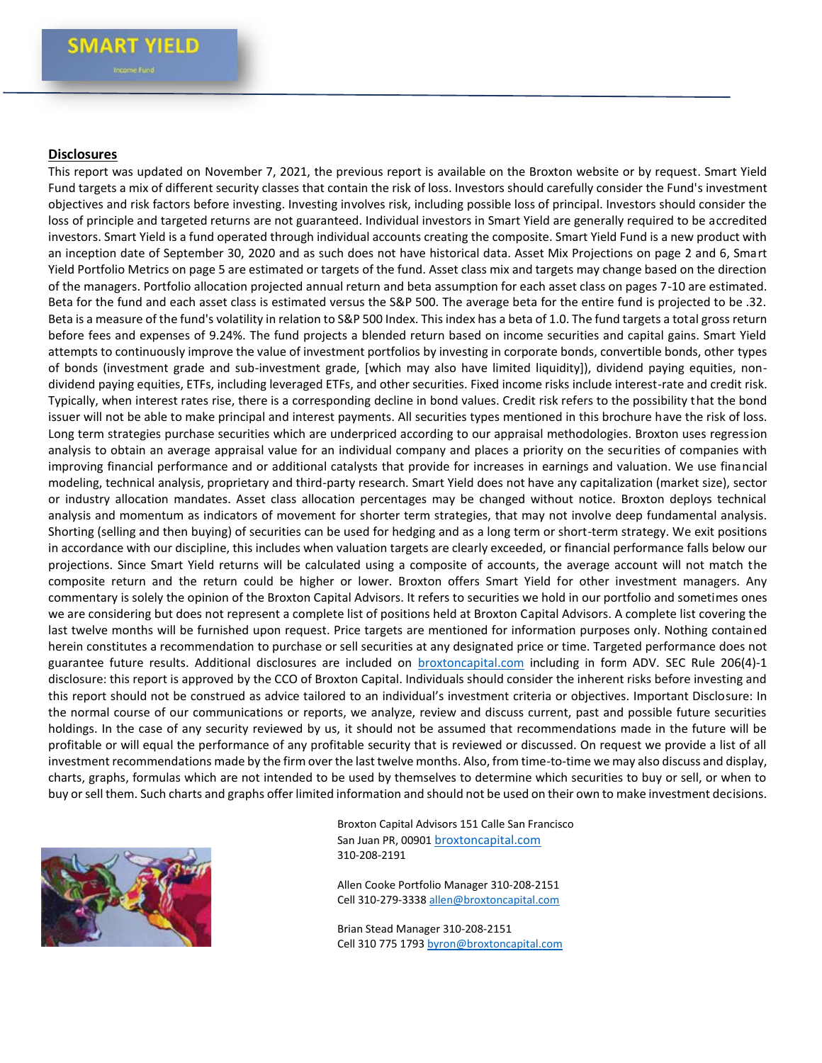## Disclosures

This report was updated on November 7, 2021, the previous report is available on the Broxton website or by request. Smart Yield Fund targets a mix of different security classes that contain the risk of loss. Investors should carefully consider the Fund's investment objectives and risk factors before investing. Investing involves risk, including possible loss of principal. Investors should consider the loss of principle and targeted returns are not guaranteed. Individual investors in Smart Yield are generally required to be accredited investors. Smart Yield is a fund operated through individual accounts creating the composite. Smart Yield Fund is a new product with an inception date of September 30, 2020 and as such does not have historical data. Asset Mix Projections on page 2 and 6, Smart Yield Portfolio Metrics on page 5 are estimated or targets of the fund. Asset class mix and targets may change based on the direction of the managers. Portfolio allocation projected annual return and beta assumption for each asset class on pages 7-10 are estimated. Beta for the fund and each asset class is estimated versus the S&P 500. The average beta for the entire fund is projected to be .32. Beta is a measure of the fund's volatility in relation to S&P 500 Index. This index has a beta of 1.0. The fund targets a total gross return before fees and expenses of 9.24%. The fund projects a blended return based on income securities and capital gains. Smart Yield attempts to continuously improve the value of investment portfolios by investing in corporate bonds, convertible bonds, other types of bonds (investment grade and sub-investment grade, [which may also have limited liquidity]), dividend paying equities, non-dividend paying equities, ETFs, including leveraged ETFs, and other securities. Fixed income risks include interest-rate and credit risk. Typically, when interest rates rise, there is a corresponding decline in bond values. Credit risk refers to the possibility that the bond issuer will not be able to make principal and interest payments. All securities types mentioned in this brochure have the risk of loss. Long term strategies purchase securities which are underpriced according to our appraisal methodologies. Broxton uses regression analysis to obtain an average appraisal value for an individual company and places a priority on the securities of companies with improving financial performance and or additional catalysts that provide for increases in earnings and valuation. We use financial modeling, technical analysis, proprietary and third-party research. Smart Yield does not have any capitalization (market size), sector or industry allocation mandates. Asset class allocation percentages may be changed without notice. Broxton deploys technical analysis and momentum as indicators of movement for shorter term strategies, that may not involve deep fundamental analysis. Shorting (selling and then buying) of securities can be used for hedging and as a long term or short-term strategy. We exit positions in accordance with our discipline, this includes when valuation targets are clearly exceeded, or financial performance falls below our projections. Since Smart Yield returns will be calculated using a composite of accounts, the average account will not match the composite return and the return could be higher or lower. Broxton offers Smart Yield for other investment managers. Any commentary is solely the opinion of the Broxton Capital Advisors. It refers to securities we hold in our portfolio and sometimes ones we are considering but does not represent a complete list of positions held at Broxton Capital Advisors. A complete list covering the last twelve months will be furnished upon request. Price targets are mentioned for information purposes only. Nothing contained herein constitutes a recommendation to purchase or sell securities at any designated price or time. Targeted performance does not guarantee future results. Additional disclosures are included on broxtoncapital.com including in form ADV. SEC Rule 206(4)-1 disclosure: this report is approved by the CCO of Broxton Capital. Individuals should consider the inherent risks before investing and this report should not be construed as advice tailored to an individual's investment criteria or objectives. Important Disclosure: In the normal course of our communications or reports, we analyze, review and discuss current, past and possible future securities holdings. In the case of any security reviewed by us, it should not be assumed that recommendations made in the future will be profitable or will equal the performance of any profitable security that is reviewed or discussed. On request we provide a list of all investment recommendations made by the firm over the last twelve months. Also, from time-to-time we may also discuss and display, charts, graphs, formulas which are not intended to be used by themselves to determine which securities to buy or sell, or when to buy or sell them. Such charts and graphs offer limited information and should not be used on their own to make investment decisions.

Broxton Capital Advisors 151 Calle San Francisco
San Juan PR, 00901 broxtoncapital.com
310-208-2191

Allen Cooke Portfolio Manager 310-208-2151
Cell 310-279-3338 allen@broxtoncapital.com

Brian Stead Manager 310-208-2151
Cell 310 775 1793 byron@broxtoncapital.com